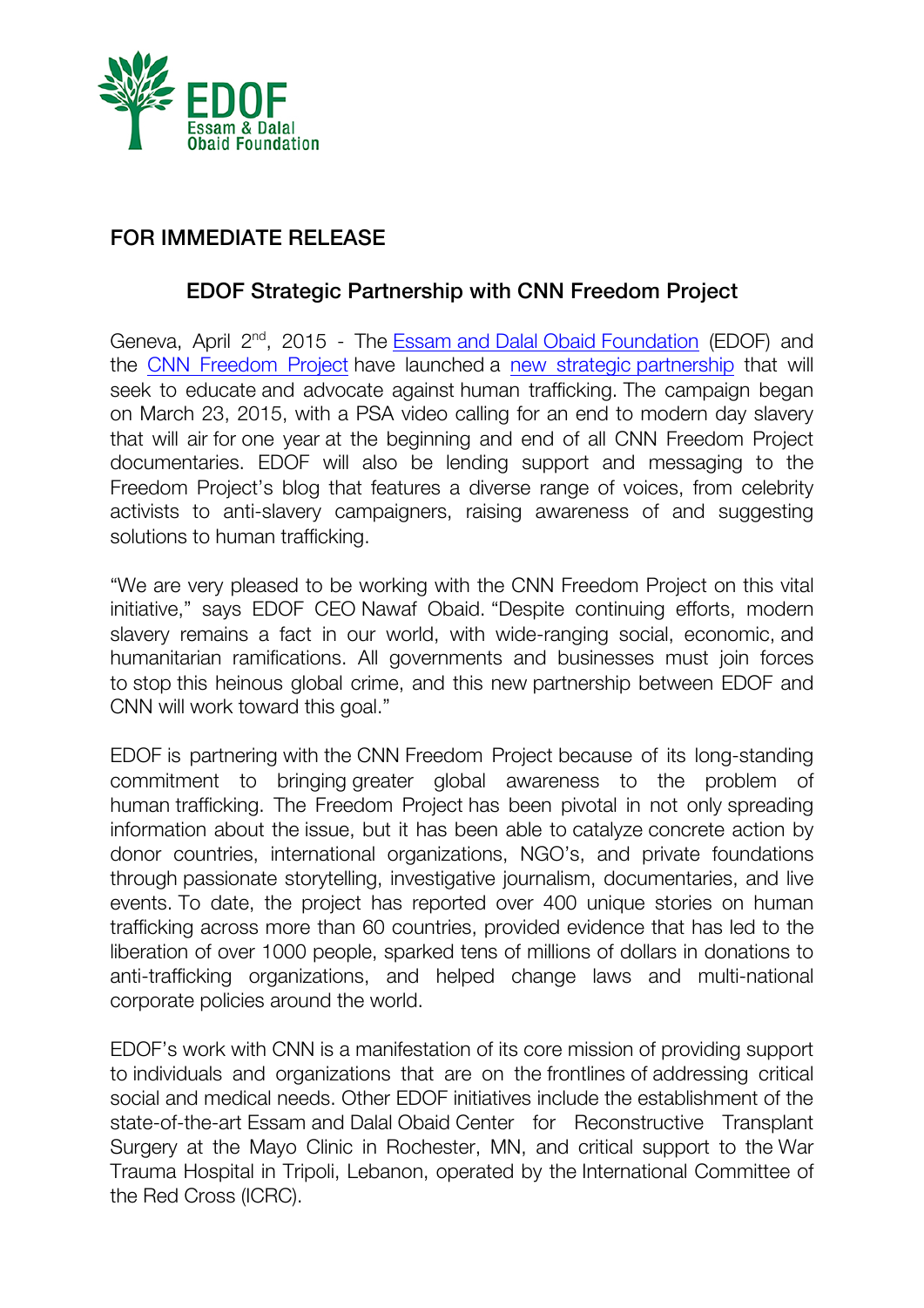EDOF
Essam & Dalal
Obaid Foundation

**FOR IMMEDIATE RELEASE**

## EDOF Strategic Partnership with CNN Freedom Project

Geneva, April 2nd, 2015 - The Essam and Dalal Obaid Foundation (EDOF) and the CNN Freedom Project have launched a new strategic partnership that will seek to educate and advocate against human trafficking. The campaign began on March 23, 2015, with a PSA video calling for an end to modern day slavery that will air for one year at the beginning and end of all CNN Freedom Project documentaries. EDOF will also be lending support and messaging to the Freedom Project's blog that features a diverse range of voices, from celebrity activists to anti-slavery campaigners, raising awareness of and suggesting solutions to human trafficking.

"We are very pleased to be working with the CNN Freedom Project on this vital initiative," says EDOF CEO Nawaf Obaid. "Despite continuing efforts, modern slavery remains a fact in our world, with wide-ranging social, economic, and humanitarian ramifications. All governments and businesses must join forces to stop this heinous global crime, and this new partnership between EDOF and CNN will work toward this goal."

EDOF is partnering with the CNN Freedom Project because of its long-standing commitment to bringing greater global awareness to the problem of human trafficking. The Freedom Project has been pivotal in not only spreading information about the issue, but it has been able to catalyze concrete action by donor countries, international organizations, NGO's, and private foundations through passionate storytelling, investigative journalism, documentaries, and live events. To date, the project has reported over 400 unique stories on human trafficking across more than 60 countries, provided evidence that has led to the liberation of over 1000 people, sparked tens of millions of dollars in donations to anti-trafficking organizations, and helped change laws and multi-national corporate policies around the world.

EDOF's work with CNN is a manifestation of its core mission of providing support to individuals and organizations that are on the frontlines of addressing critical social and medical needs. Other EDOF initiatives include the establishment of the state-of-the-art Essam and Dalal Obaid Center for Reconstructive Transplant Surgery at the Mayo Clinic in Rochester, MN, and critical support to the War Trauma Hospital in Tripoli, Lebanon, operated by the International Committee of the Red Cross (ICRC).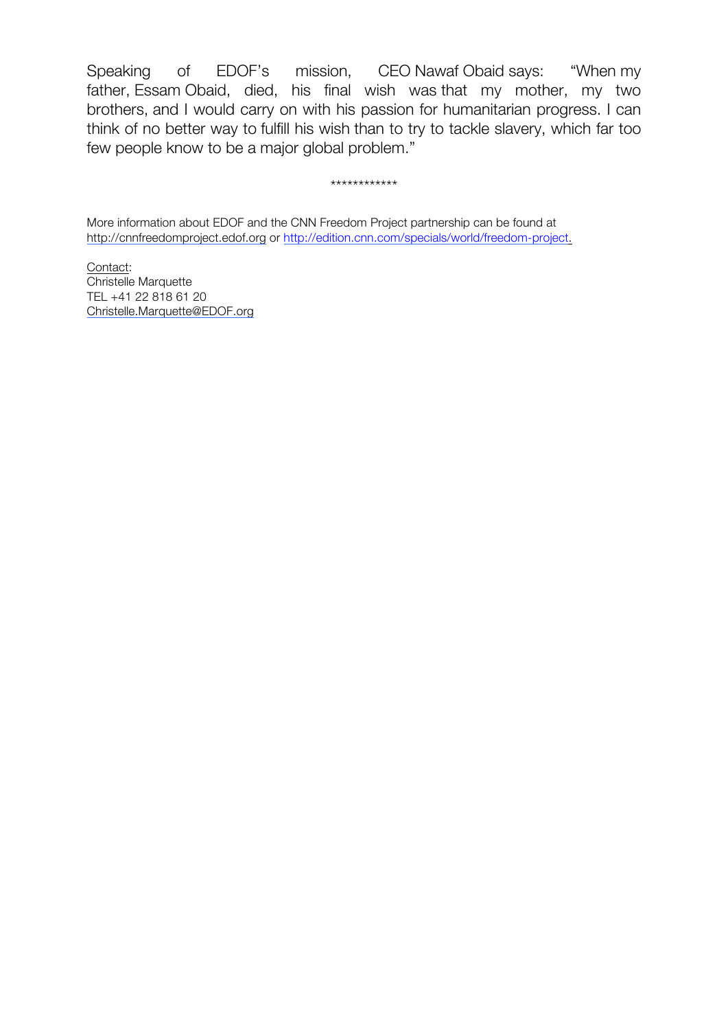Speaking of EDOF's mission, CEO Nawaf Obaid says: "When my father, Essam Obaid, died, his final wish was that my mother, my two brothers, and I would carry on with his passion for humanitarian progress. I can think of no better way to fulfill his wish than to try to tackle slavery, which far too few people know to be a major global problem."

************

More information about EDOF and the CNN Freedom Project partnership can be found at http://cnnfreedomproject.edof.org or http://edition.cnn.com/specials/world/freedom-project.

Contact:
Christelle Marquette
TEL +41 22 818 61 20
Christelle.Marquette@EDOF.org